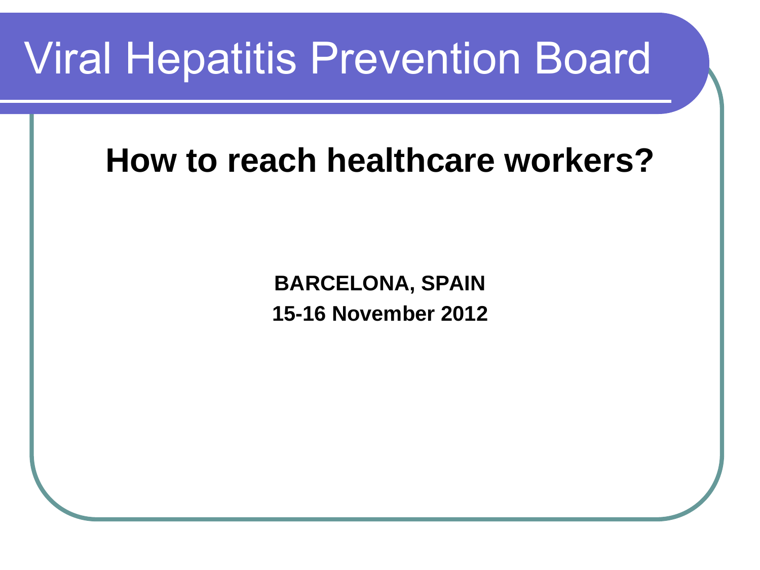# Viral Hepatitis Prevention Board

## How to reach healthcare workers?

**BARCELONA, SPAIN**

**15-16 November 2012**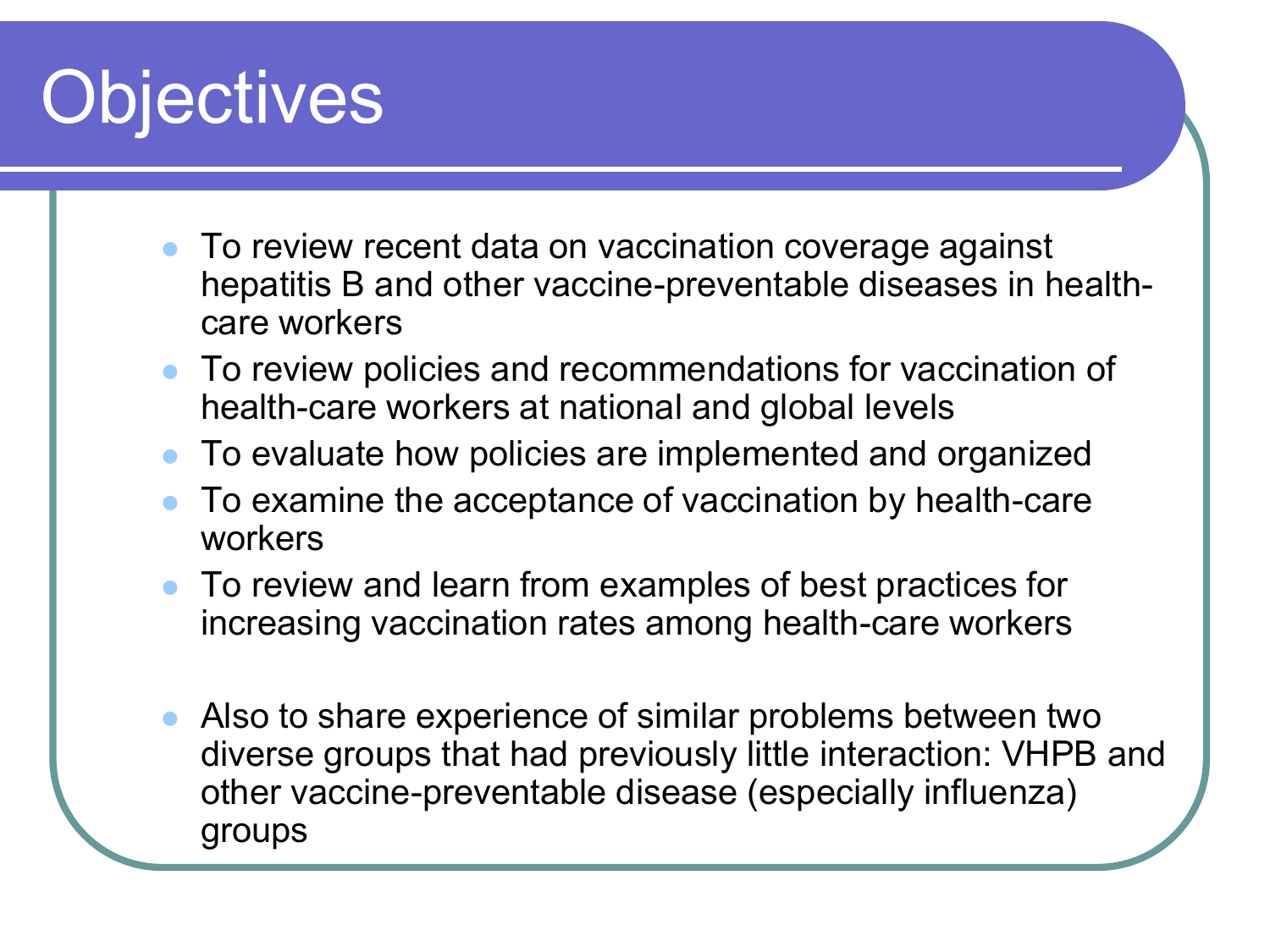# Objectives

- To review recent data on vaccination coverage against hepatitis B and other vaccine-preventable diseases in health-care workers
- To review policies and recommendations for vaccination of health-care workers at national and global levels
- To evaluate how policies are implemented and organized
- To examine the acceptance of vaccination by health-care workers
- To review and learn from examples of best practices for increasing vaccination rates among health-care workers

- Also to share experience of similar problems between two diverse groups that had previously little interaction: VHPB and other vaccine-preventable disease (especially influenza) groups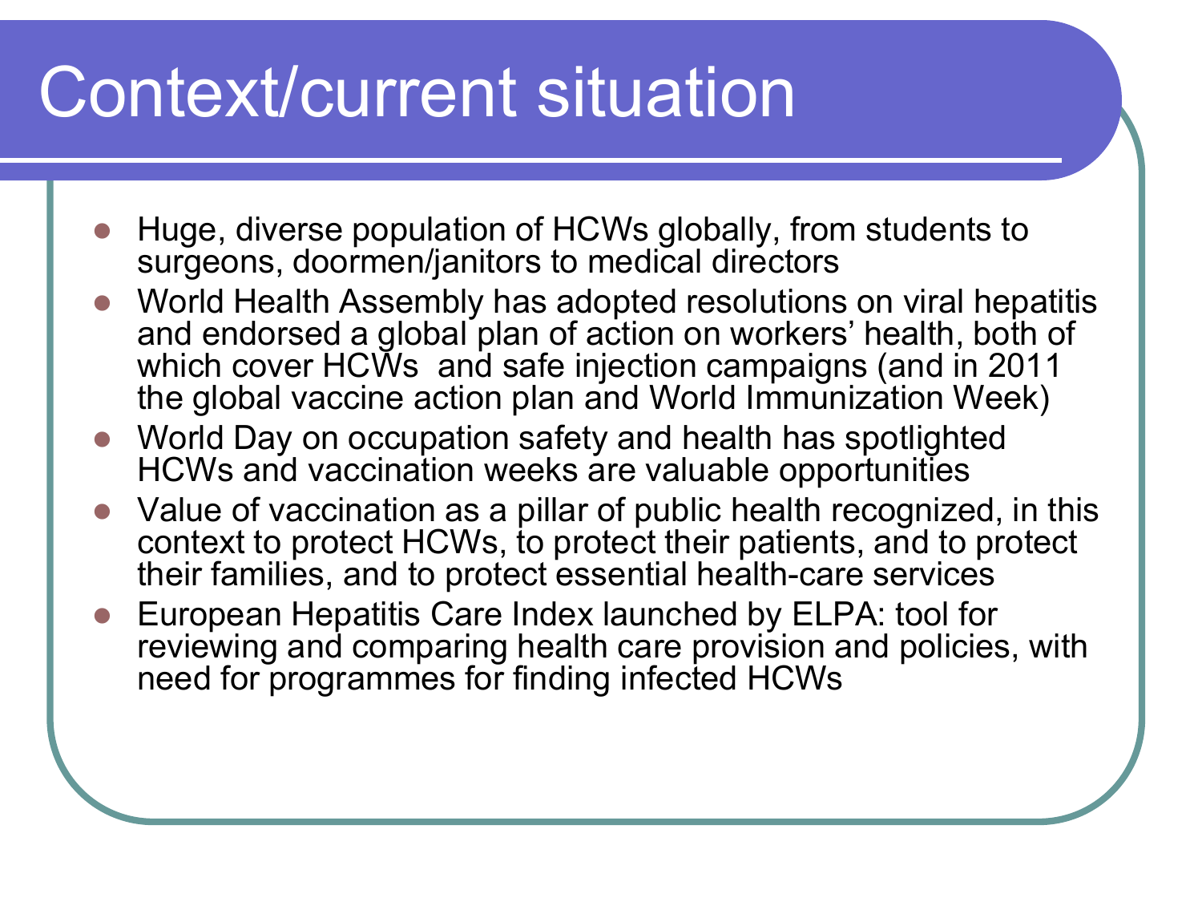# Context/current situation

- Huge, diverse population of HCWs globally, from students to surgeons, doormen/janitors to medical directors
- World Health Assembly has adopted resolutions on viral hepatitis and endorsed a global plan of action on workers' health, both of which cover HCWs and safe injection campaigns (and in 2011 the global vaccine action plan and World Immunization Week)
- World Day on occupation safety and health has spotlighted HCWs and vaccination weeks are valuable opportunities
- Value of vaccination as a pillar of public health recognized, in this context to protect HCWs, to protect their patients, and to protect their families, and to protect essential health-care services
- European Hepatitis Care Index launched by ELPA: tool for reviewing and comparing health care provision and policies, with need for programmes for finding infected HCWs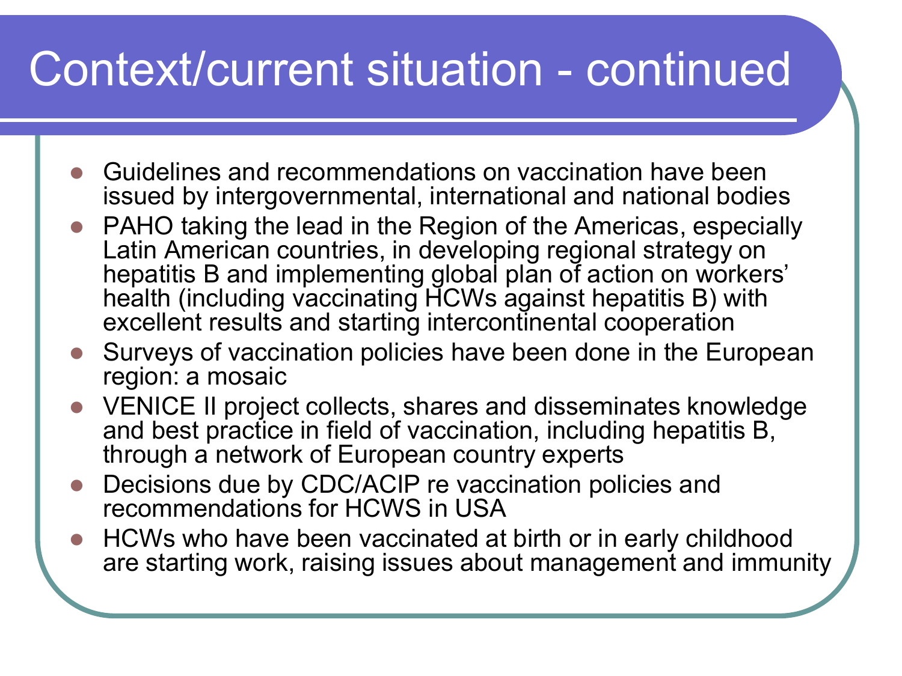# Context/current situation - continued

- Guidelines and recommendations on vaccination have been issued by intergovernmental, international and national bodies
- PAHO taking the lead in the Region of the Americas, especially Latin American countries, in developing regional strategy on hepatitis B and implementing global plan of action on workers' health (including vaccinating HCWs against hepatitis B) with excellent results and starting intercontinental cooperation
- Surveys of vaccination policies have been done in the European region: a mosaic
- VENICE II project collects, shares and disseminates knowledge and best practice in field of vaccination, including hepatitis B, through a network of European country experts
- Decisions due by CDC/ACIP re vaccination policies and recommendations for HCWS in USA
- HCWs who have been vaccinated at birth or in early childhood are starting work, raising issues about management and immunity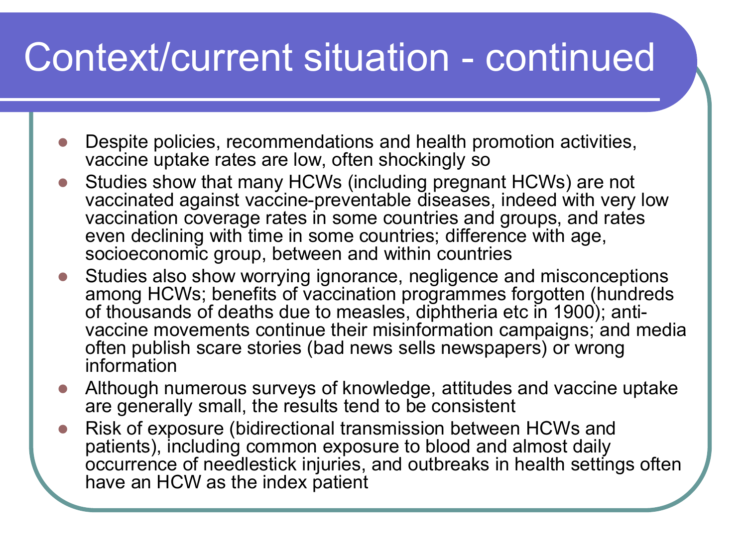# Context/current situation - continued

- Despite policies, recommendations and health promotion activities, vaccine uptake rates are low, often shockingly so
- Studies show that many HCWs (including pregnant HCWs) are not vaccinated against vaccine-preventable diseases, indeed with very low vaccination coverage rates in some countries and groups, and rates even declining with time in some countries; difference with age, socioeconomic group, between and within countries
- Studies also show worrying ignorance, negligence and misconceptions among HCWs; benefits of vaccination programmes forgotten (hundreds of thousands of deaths due to measles, diphtheria etc in 1900); anti-vaccine movements continue their misinformation campaigns; and media often publish scare stories (bad news sells newspapers) or wrong information
- Although numerous surveys of knowledge, attitudes and vaccine uptake are generally small, the results tend to be consistent
- Risk of exposure (bidirectional transmission between HCWs and patients), including common exposure to blood and almost daily occurrence of needlestick injuries, and outbreaks in health settings often have an HCW as the index patient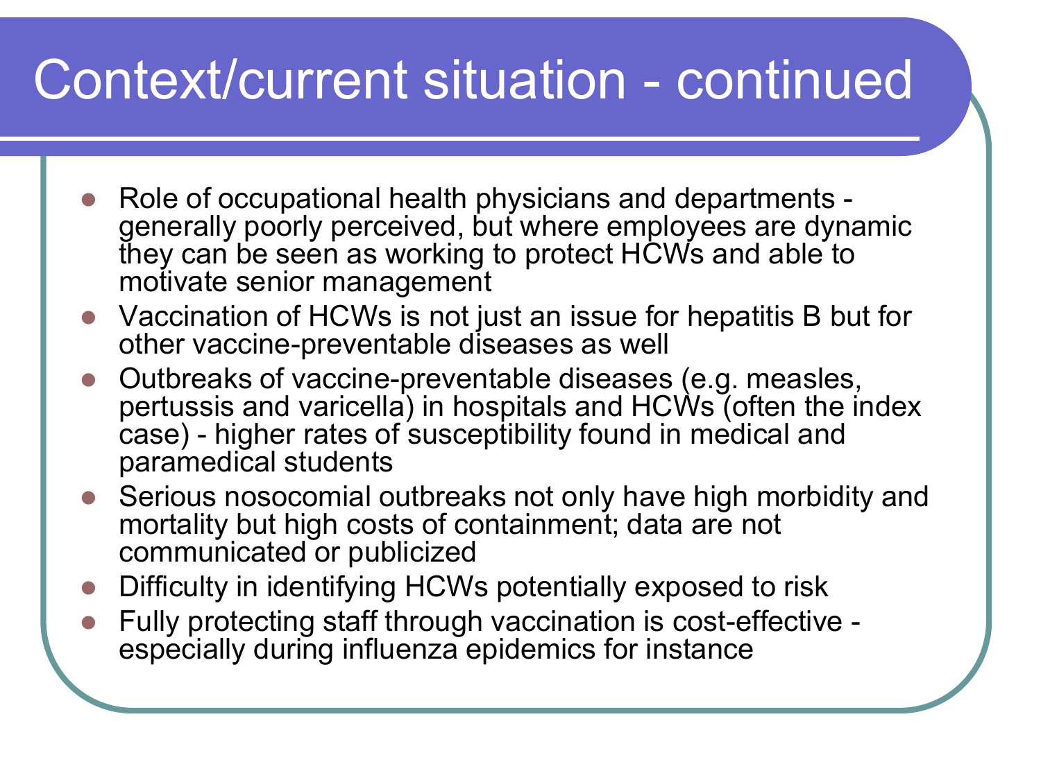# Context/current situation - continued

- Role of occupational health physicians and departments - generally poorly perceived, but where employees are dynamic they can be seen as working to protect HCWs and able to motivate senior management
- Vaccination of HCWs is not just an issue for hepatitis B but for other vaccine-preventable diseases as well
- Outbreaks of vaccine-preventable diseases (e.g. measles, pertussis and varicella) in hospitals and HCWs (often the index case) - higher rates of susceptibility found in medical and paramedical students
- Serious nosocomial outbreaks not only have high morbidity and mortality but high costs of containment; data are not communicated or publicized
- Difficulty in identifying HCWs potentially exposed to risk
- Fully protecting staff through vaccination is cost-effective - especially during influenza epidemics for instance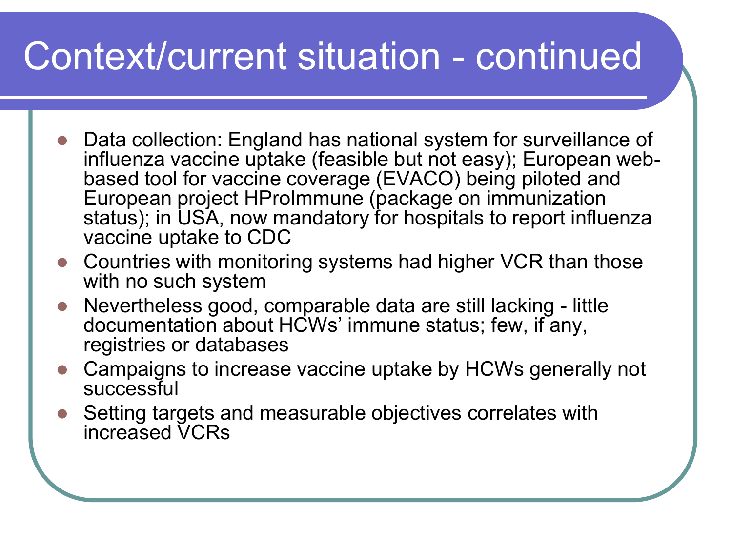# Context/current situation - continued

- Data collection: England has national system for surveillance of influenza vaccine uptake (feasible but not easy); European web-based tool for vaccine coverage (EVACO) being piloted and European project HProImmune (package on immunization status); in USA, now mandatory for hospitals to report influenza vaccine uptake to CDC
- Countries with monitoring systems had higher VCR than those with no such system
- Nevertheless good, comparable data are still lacking - little documentation about HCWs' immune status; few, if any, registries or databases
- Campaigns to increase vaccine uptake by HCWs generally not successful
- Setting targets and measurable objectives correlates with increased VCRs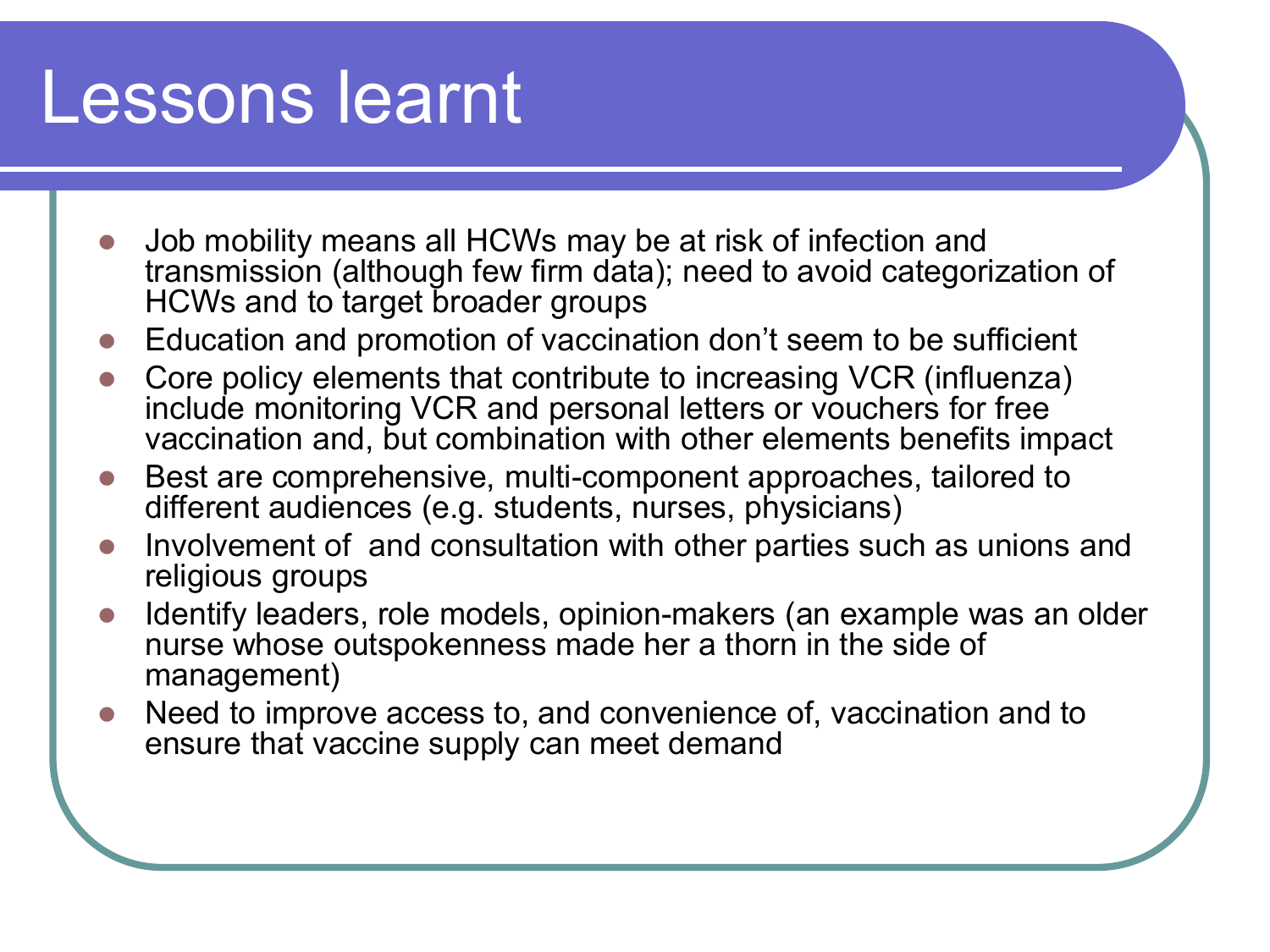# Lessons learnt

- Job mobility means all HCWs may be at risk of infection and transmission (although few firm data); need to avoid categorization of HCWs and to target broader groups
- Education and promotion of vaccination don't seem to be sufficient
- Core policy elements that contribute to increasing VCR (influenza) include monitoring VCR and personal letters or vouchers for free vaccination and, but combination with other elements benefits impact
- Best are comprehensive, multi-component approaches, tailored to different audiences (e.g. students, nurses, physicians)
- Involvement of  and consultation with other parties such as unions and religious groups
- Identify leaders, role models, opinion-makers (an example was an older nurse whose outspokenness made her a thorn in the side of management)
- Need to improve access to, and convenience of, vaccination and to ensure that vaccine supply can meet demand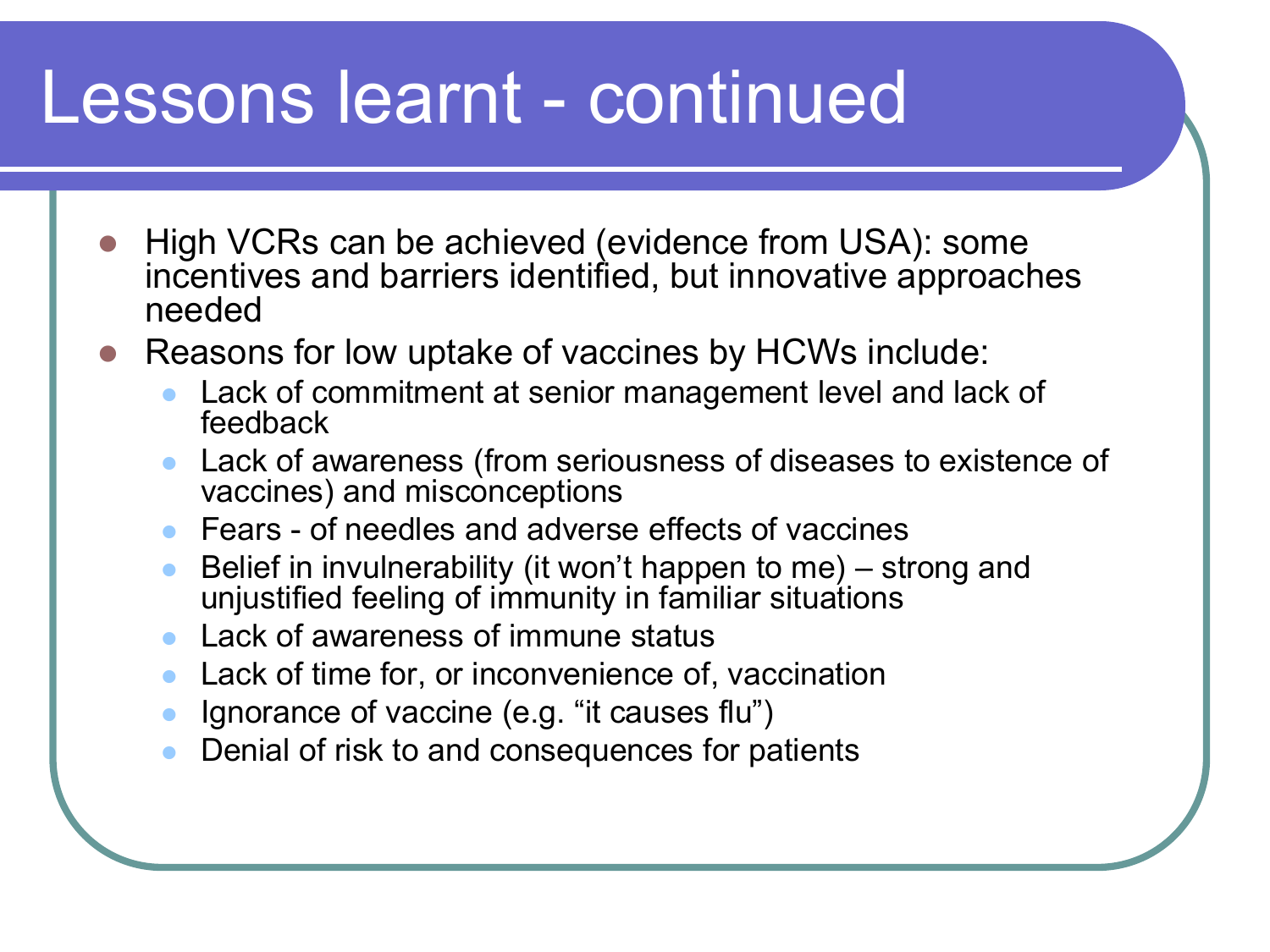# Lessons learnt - continued

- High VCRs can be achieved (evidence from USA): some incentives and barriers identified, but innovative approaches needed
- Reasons for low uptake of vaccines by HCWs include:
  - Lack of commitment at senior management level and lack of feedback
  - Lack of awareness (from seriousness of diseases to existence of vaccines) and misconceptions
  - Fears - of needles and adverse effects of vaccines
  - Belief in invulnerability (it won't happen to me) – strong and unjustified feeling of immunity in familiar situations
  - Lack of awareness of immune status
  - Lack of time for, or inconvenience of, vaccination
  - Ignorance of vaccine (e.g. "it causes flu")
  - Denial of risk to and consequences for patients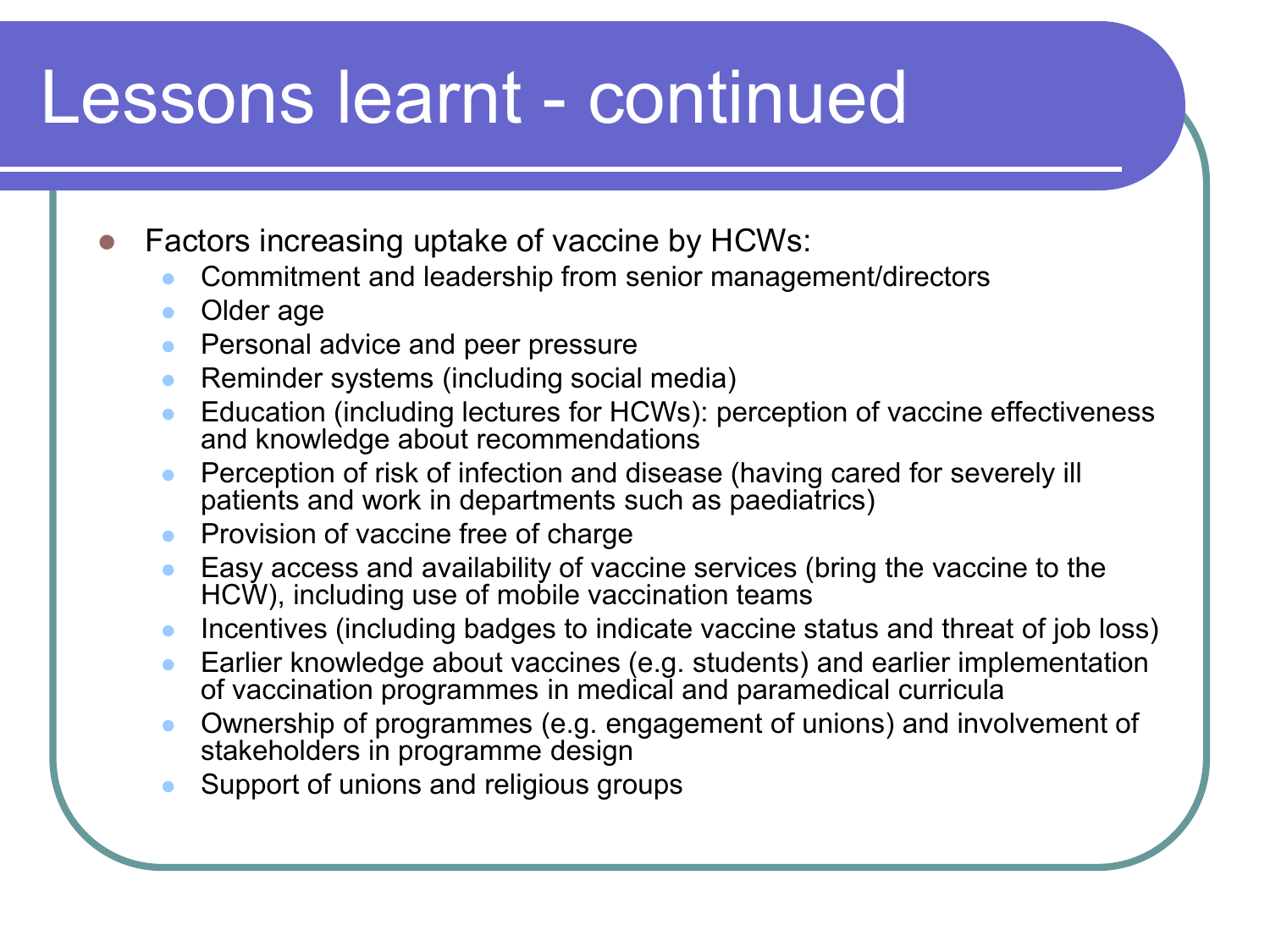# Lessons learnt - continued

- Factors increasing uptake of vaccine by HCWs:
  - Commitment and leadership from senior management/directors
  - Older age
  - Personal advice and peer pressure
  - Reminder systems (including social media)
  - Education (including lectures for HCWs): perception of vaccine effectiveness and knowledge about recommendations
  - Perception of risk of infection and disease (having cared for severely ill patients and work in departments such as paediatrics)
  - Provision of vaccine free of charge
  - Easy access and availability of vaccine services (bring the vaccine to the HCW), including use of mobile vaccination teams
  - Incentives (including badges to indicate vaccine status and threat of job loss)
  - Earlier knowledge about vaccines (e.g. students) and earlier implementation of vaccination programmes in medical and paramedical curricula
  - Ownership of programmes (e.g. engagement of unions) and involvement of stakeholders in programme design
  - Support of unions and religious groups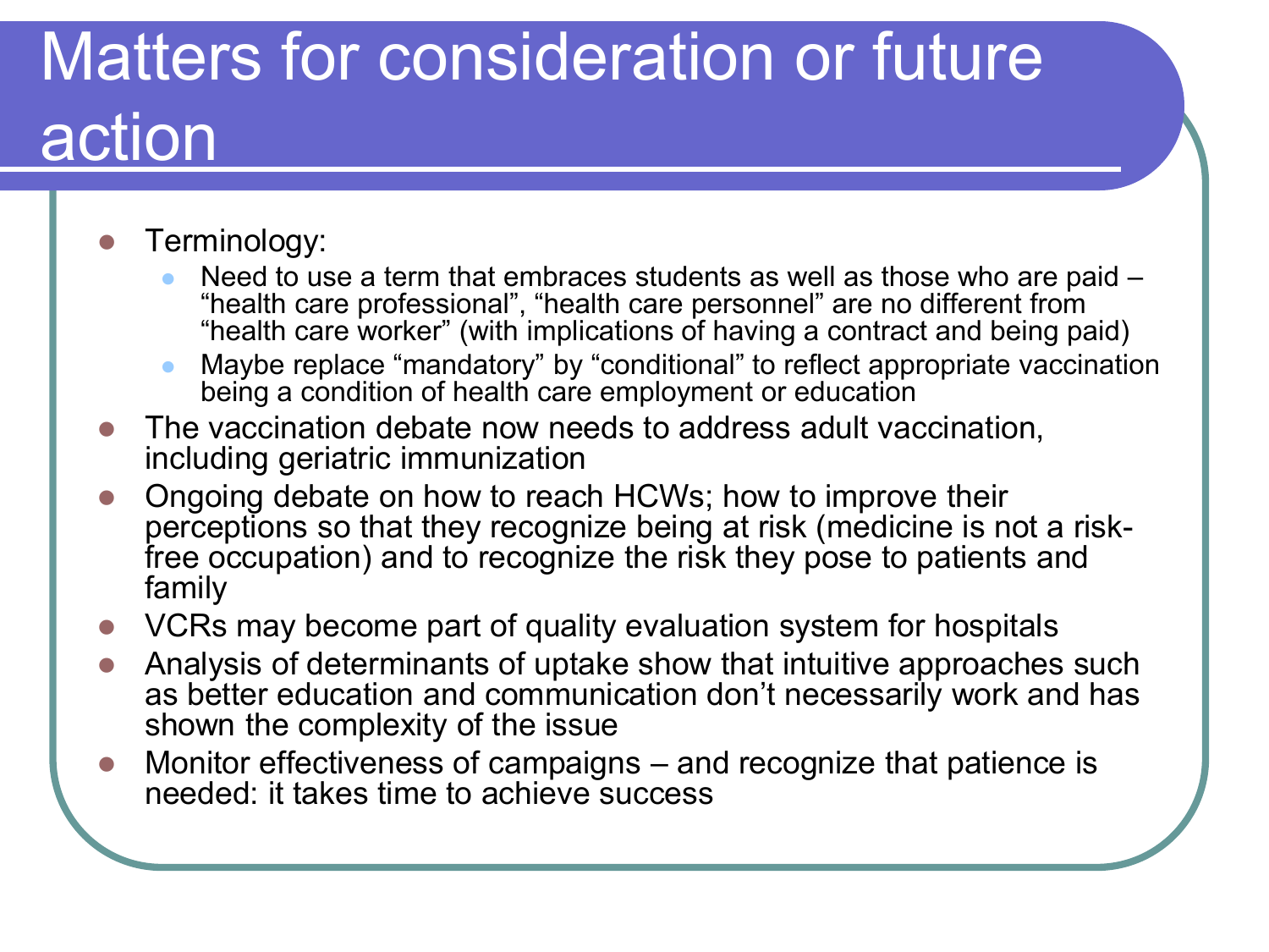# Matters for consideration or future action

- Terminology:
  - Need to use a term that embraces students as well as those who are paid – "health care professional", "health care personnel" are no different from "health care worker" (with implications of having a contract and being paid)
  - Maybe replace "mandatory" by "conditional" to reflect appropriate vaccination being a condition of health care employment or education
- The vaccination debate now needs to address adult vaccination, including geriatric immunization
- Ongoing debate on how to reach HCWs; how to improve their perceptions so that they recognize being at risk (medicine is not a risk-free occupation) and to recognize the risk they pose to patients and family
- VCRs may become part of quality evaluation system for hospitals
- Analysis of determinants of uptake show that intuitive approaches such as better education and communication don't necessarily work and has shown the complexity of the issue
- Monitor effectiveness of campaigns – and recognize that patience is needed: it takes time to achieve success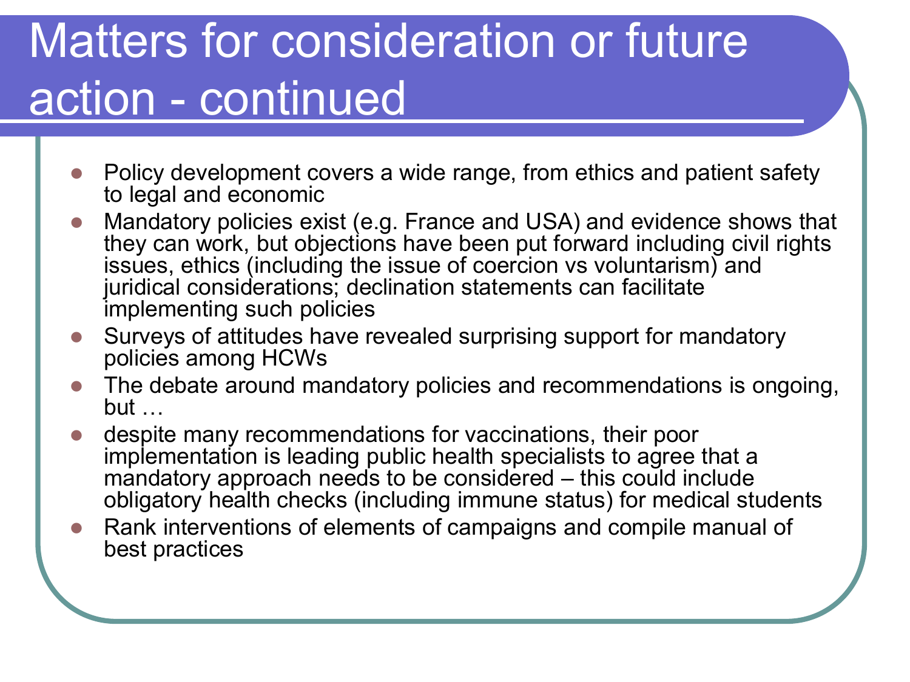# Matters for consideration or future action - continued

- Policy development covers a wide range, from ethics and patient safety to legal and economic
- Mandatory policies exist (e.g. France and USA) and evidence shows that they can work, but objections have been put forward including civil rights issues, ethics (including the issue of coercion vs voluntarism) and juridical considerations; declination statements can facilitate implementing such policies
- Surveys of attitudes have revealed surprising support for mandatory policies among HCWs
- The debate around mandatory policies and recommendations is ongoing, but …
- despite many recommendations for vaccinations, their poor implementation is leading public health specialists to agree that a mandatory approach needs to be considered – this could include obligatory health checks (including immune status) for medical students
- Rank interventions of elements of campaigns and compile manual of best practices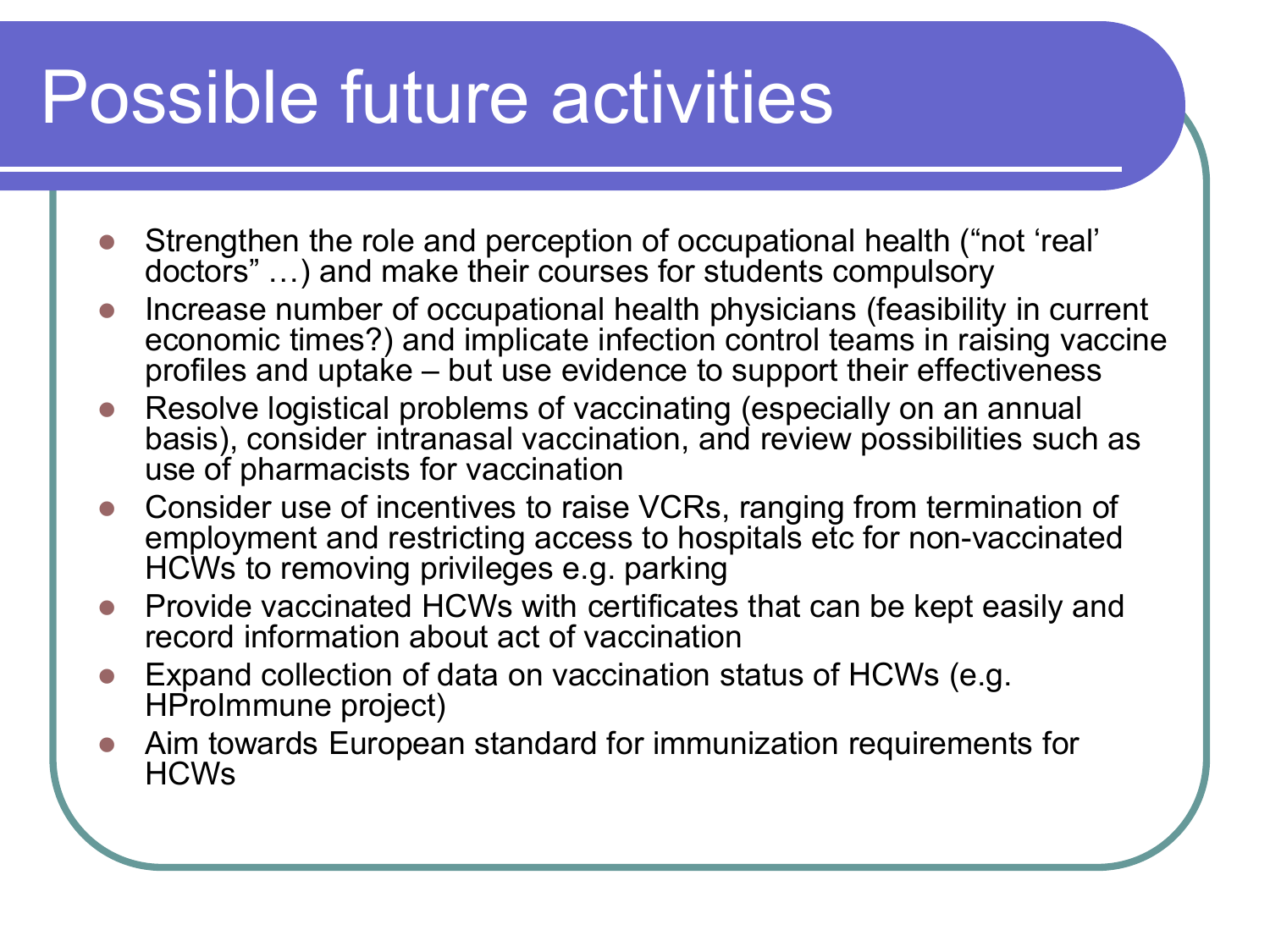# Possible future activities

- Strengthen the role and perception of occupational health ("not 'real' doctors" …) and make their courses for students compulsory
- Increase number of occupational health physicians (feasibility in current economic times?) and implicate infection control teams in raising vaccine profiles and uptake – but use evidence to support their effectiveness
- Resolve logistical problems of vaccinating (especially on an annual basis), consider intranasal vaccination, and review possibilities such as use of pharmacists for vaccination
- Consider use of incentives to raise VCRs, ranging from termination of employment and restricting access to hospitals etc for non-vaccinated HCWs to removing privileges e.g. parking
- Provide vaccinated HCWs with certificates that can be kept easily and record information about act of vaccination
- Expand collection of data on vaccination status of HCWs (e.g. HProImmune project)
- Aim towards European standard for immunization requirements for HCWs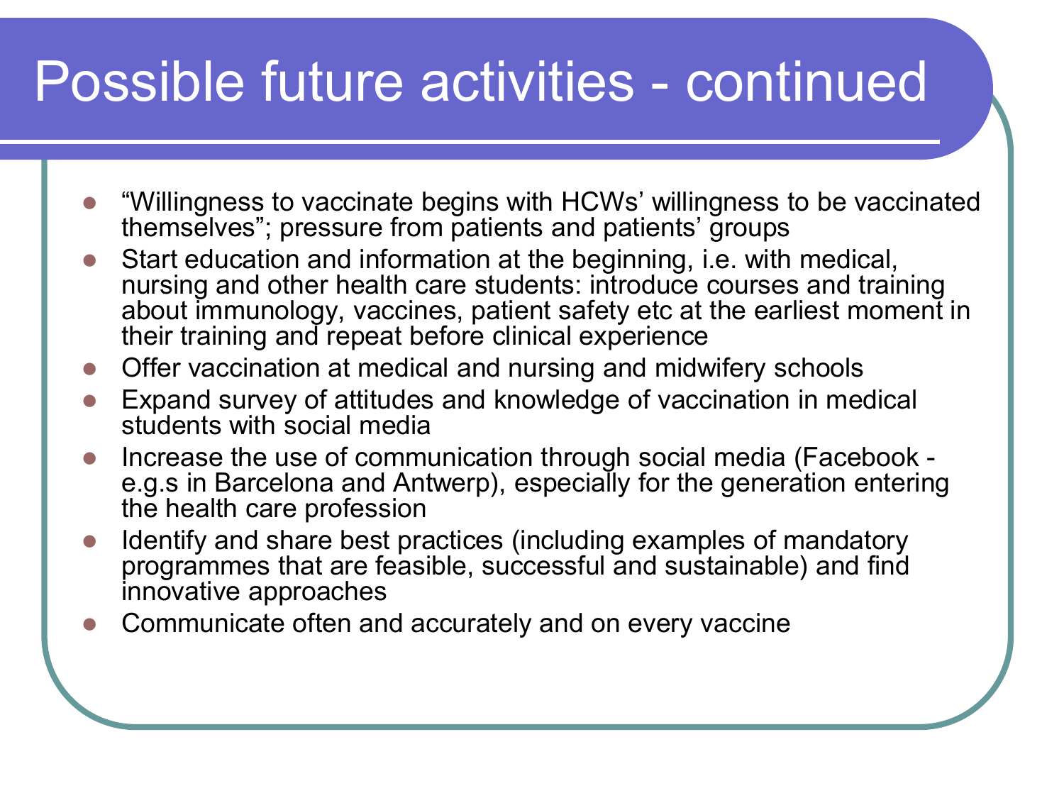# Possible future activities - continued

- "Willingness to vaccinate begins with HCWs' willingness to be vaccinated themselves"; pressure from patients and patients' groups
- Start education and information at the beginning, i.e. with medical, nursing and other health care students: introduce courses and training about immunology, vaccines, patient safety etc at the earliest moment in their training and repeat before clinical experience
- Offer vaccination at medical and nursing and midwifery schools
- Expand survey of attitudes and knowledge of vaccination in medical students with social media
- Increase the use of communication through social media (Facebook - e.g.s in Barcelona and Antwerp), especially for the generation entering the health care profession
- Identify and share best practices (including examples of mandatory programmes that are feasible, successful and sustainable) and find innovative approaches
- Communicate often and accurately and on every vaccine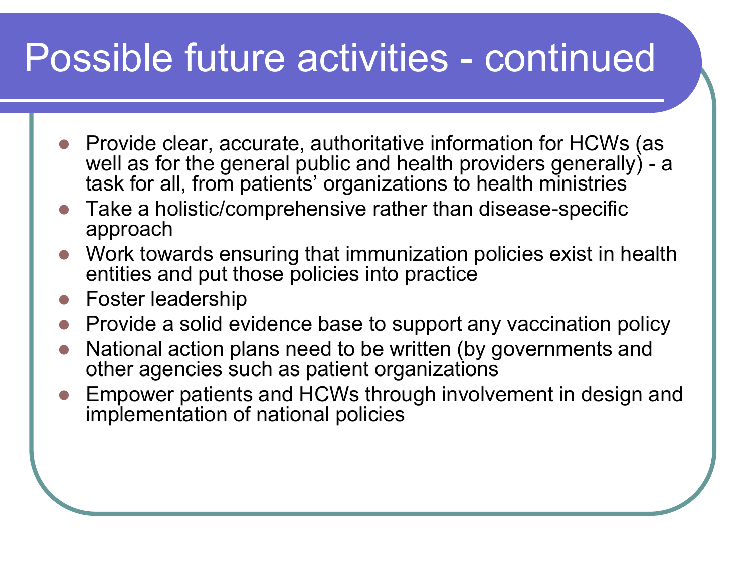# Possible future activities - continued

- Provide clear, accurate, authoritative information for HCWs (as well as for the general public and health providers generally) - a task for all, from patients' organizations to health ministries
- Take a holistic/comprehensive rather than disease-specific approach
- Work towards ensuring that immunization policies exist in health entities and put those policies into practice
- Foster leadership
- Provide a solid evidence base to support any vaccination policy
- National action plans need to be written (by governments and other agencies such as patient organizations
- Empower patients and HCWs through involvement in design and implementation of national policies